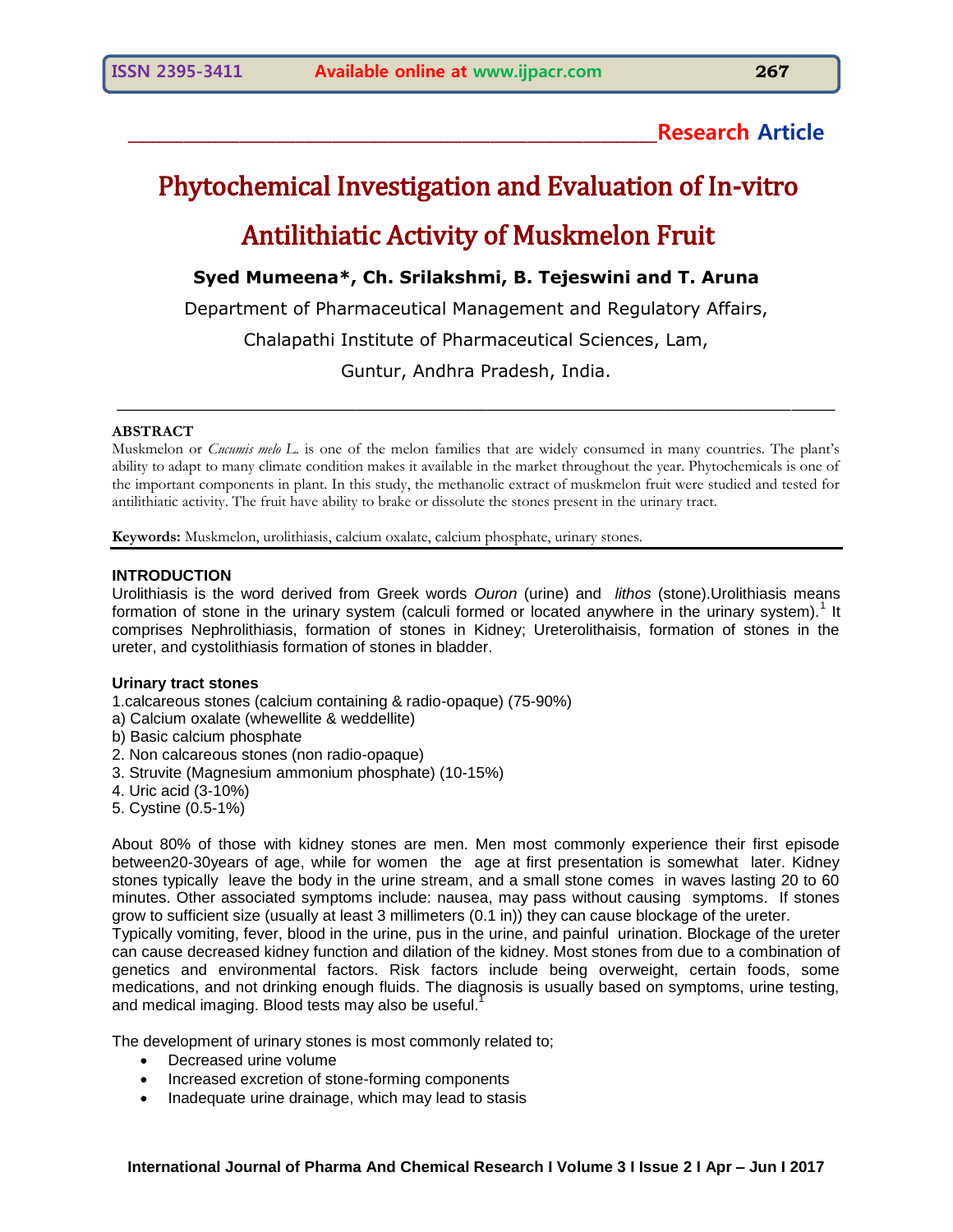Research Article

# Phytochemical Investigation and Evaluation of In-vitro Antilithiatic Activity of Muskmelon Fruit

**Syed Mumeena*, Ch. Srilakshmi, B. Tejeswini and T. Aruna**

Department of Pharmaceutical Management and Regulatory Affairs,

Chalapathi Institute of Pharmaceutical Sciences, Lam,

Guntur, Andhra Pradesh, India.

## ABSTRACT

Muskmelon or *Cucumis melo L.* is one of the melon families that are widely consumed in many countries. The plant's ability to adapt to many climate condition makes it available in the market throughout the year. Phytochemicals is one of the important components in plant. In this study, the methanolic extract of muskmelon fruit were studied and tested for antilithiatic activity. The fruit have ability to brake or dissolute the stones present in the urinary tract.

**Keywords:** Muskmelon, urolithiasis, calcium oxalate, calcium phosphate, urinary stones.

## INTRODUCTION

Urolithiasis is the word derived from Greek words *Ouron* (urine) and *lithos* (stone).Urolithiasis means formation of stone in the urinary system (calculi formed or located anywhere in the urinary system).[1] It comprises Nephrolithiasis, formation of stones in Kidney; Ureterolithaisis, formation of stones in the ureter, and cystolithiasis formation of stones in bladder.

### Urinary tract stones

1.calcareous stones (calcium containing & radio-opaque) (75-90%)
a) Calcium oxalate (whewellite & weddellite)
b) Basic calcium phosphate
2. Non calcareous stones (non radio-opaque)
3. Struvite (Magnesium ammonium phosphate) (10-15%)
4. Uric acid (3-10%)
5. Cystine (0.5-1%)

About 80% of those with kidney stones are men. Men most commonly experience their first episode between20-30years of age, while for women the age at first presentation is somewhat later. Kidney stones typically leave the body in the urine stream, and a small stone comes in waves lasting 20 to 60 minutes. Other associated symptoms include: nausea, may pass without causing symptoms. If stones grow to sufficient size (usually at least 3 millimeters (0.1 in)) they can cause blockage of the ureter.
Typically vomiting, fever, blood in the urine, pus in the urine, and painful urination. Blockage of the ureter can cause decreased kidney function and dilation of the kidney. Most stones from due to a combination of genetics and environmental factors. Risk factors include being overweight, certain foods, some medications, and not drinking enough fluids. The diagnosis is usually based on symptoms, urine testing, and medical imaging. Blood tests may also be useful.[1]

The development of urinary stones is most commonly related to;

- Decreased urine volume
- Increased excretion of stone-forming components
- Inadequate urine drainage, which may lead to stasis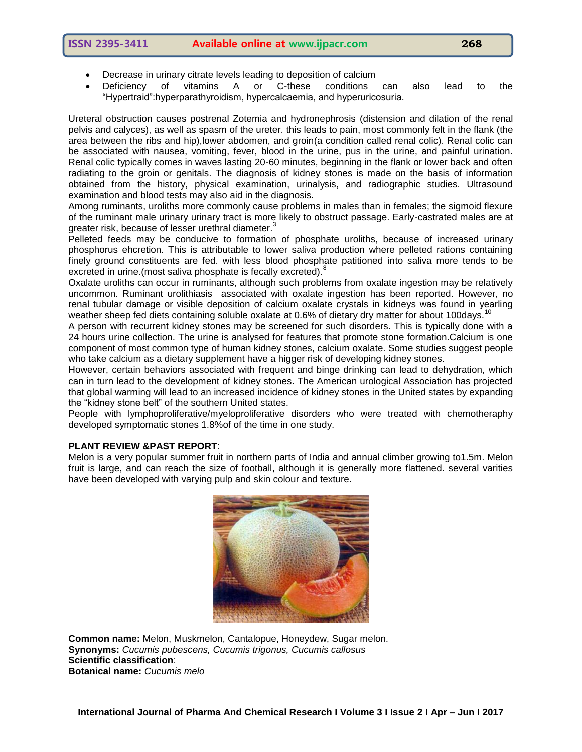- Decrease in urinary citrate levels leading to deposition of calcium
- Deficiency of vitamins A or C-these conditions can also lead to the "Hypertraid":hyperparathyroidism, hypercalcaemia, and hyperuricosuria.

Ureteral obstruction causes postrenal Zotemia and hydronephrosis (distension and dilation of the renal pelvis and calyces), as well as spasm of the ureter. this leads to pain, most commonly felt in the flank (the area between the ribs and hip),lower abdomen, and groin(a condition called renal colic). Renal colic can be associated with nausea, vomiting, fever, blood in the urine, pus in the urine, and painful urination. Renal colic typically comes in waves lasting 20-60 minutes, beginning in the flank or lower back and often radiating to the groin or genitals. The diagnosis of kidney stones is made on the basis of information obtained from the history, physical examination, urinalysis, and radiographic studies. Ultrasound examination and blood tests may also aid in the diagnosis.

Among ruminants, uroliths more commonly cause problems in males than in females; the sigmoid flexure of the ruminant male urinary urinary tract is more likely to obstruct passage. Early-castrated males are at greater risk, because of lesser urethral diameter.[3]

Pelleted feeds may be conducive to formation of phosphate uroliths, because of increased urinary phosphorus ehcretion. This is attributable to lower saliva production where pelleted rations containing finely ground constituents are fed. with less blood phosphate patitioned into saliva more tends to be excreted in urine.(most saliva phosphate is fecally excreted).[8]

Oxalate uroliths can occur in ruminants, although such problems from oxalate ingestion may be relatively uncommon. Ruminant urolithiasis associated with oxalate ingestion has been reported. However, no renal tubular damage or visible deposition of calcium oxalate crystals in kidneys was found in yearling weather sheep fed diets containing soluble oxalate at 0.6% of dietary dry matter for about 100days.[10]

A person with recurrent kidney stones may be screened for such disorders. This is typically done with a 24 hours urine collection. The urine is analysed for features that promote stone formation.Calcium is one component of most common type of human kidney stones, calcium oxalate. Some studies suggest people who take calcium as a dietary supplement have a higger risk of developing kidney stones.

However, certain behaviors associated with frequent and binge drinking can lead to dehydration, which can in turn lead to the development of kidney stones. The American urological Association has projected that global warming will lead to an increased incidence of kidney stones in the United states by expanding the "kidney stone belt" of the southern United states.

People with lymphoproliferative/myeloproliferative disorders who were treated with chemotheraphy developed symptomatic stones 1.8%of of the time in one study.

**PLANT REVIEW &PAST REPORT**:

Melon is a very popular summer fruit in northern parts of India and annual climber growing to1.5m. Melon fruit is large, and can reach the size of football, although it is generally more flattened. several varities have been developed with varying pulp and skin colour and texture.

**Common name:** Melon, Muskmelon, Cantalopue, Honeydew, Sugar melon.
**Synonyms:** *Cucumis pubescens, Cucumis trigonus, Cucumis callosus*
**Scientific classification**:
**Botanical name:** *Cucumis melo*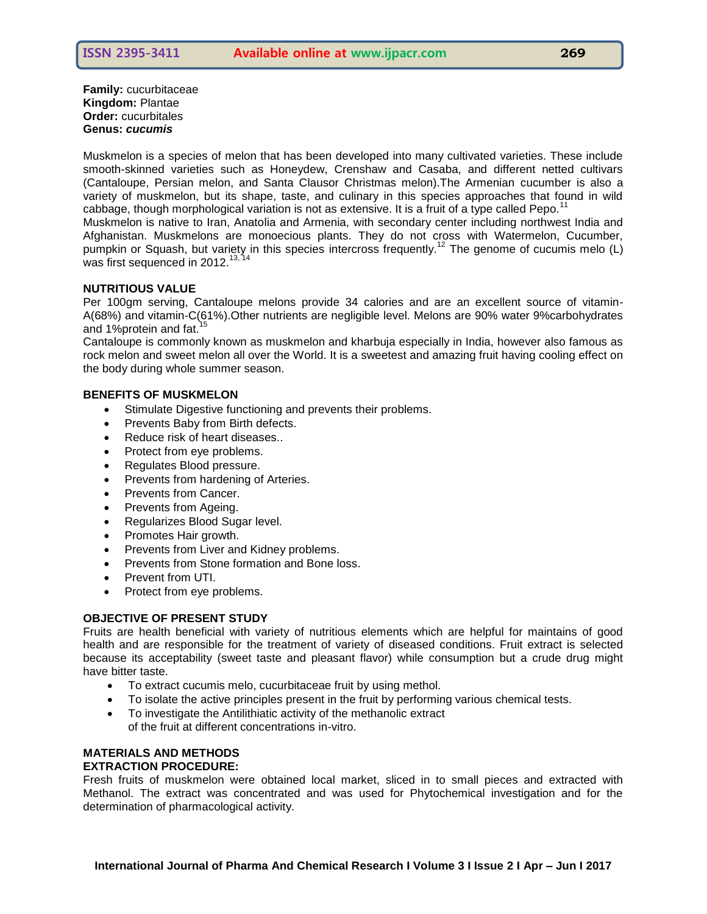**Family:** cucurbitaceae
**Kingdom:** Plantae
**Order:** cucurbitales
**Genus:** ***cucumis***

Muskmelon is a species of melon that has been developed into many cultivated varieties. These include smooth-skinned varieties such as Honeydew, Crenshaw and Casaba, and different netted cultivars (Cantaloupe, Persian melon, and Santa Clausor Christmas melon).The Armenian cucumber is also a variety of muskmelon, but its shape, taste, and culinary in this species approaches that found in wild cabbage, though morphological variation is not as extensive. It is a fruit of a type called Pepo.[11]
Muskmelon is native to Iran, Anatolia and Armenia, with secondary center including northwest India and Afghanistan. Muskmelons are monoecious plants. They do not cross with Watermelon, Cucumber, pumpkin or Squash, but variety in this species intercross frequently.[12] The genome of cucumis melo (L) was first sequenced in 2012.[13, 14]

**NUTRITIOUS VALUE**
Per 100gm serving, Cantaloupe melons provide 34 calories and are an excellent source of vitamin-A(68%) and vitamin-C(61%).Other nutrients are negligible level. Melons are 90% water 9%carbohydrates and 1%protein and fat.[15]
Cantaloupe is commonly known as muskmelon and kharbuja especially in India, however also famous as rock melon and sweet melon all over the World. It is a sweetest and amazing fruit having cooling effect on the body during whole summer season.

**BENEFITS OF MUSKMELON**

- Stimulate Digestive functioning and prevents their problems.
- Prevents Baby from Birth defects.
- Reduce risk of heart diseases..
- Protect from eye problems.
- Regulates Blood pressure.
- Prevents from hardening of Arteries.
- Prevents from Cancer.
- Prevents from Ageing.
- Regularizes Blood Sugar level.
- Promotes Hair growth.
- Prevents from Liver and Kidney problems.
- Prevents from Stone formation and Bone loss.
- Prevent from UTI.
- Protect from eye problems.

**OBJECTIVE OF PRESENT STUDY**
Fruits are health beneficial with variety of nutritious elements which are helpful for maintains of good health and are responsible for the treatment of variety of diseased conditions. Fruit extract is selected because its acceptability (sweet taste and pleasant flavor) while consumption but a crude drug might have bitter taste.

- To extract cucumis melo, cucurbitaceae fruit by using methol.
- To isolate the active principles present in the fruit by performing various chemical tests.
- To investigate the Antilithiatic activity of the methanolic extract of the fruit at different concentrations in-vitro.

**MATERIALS AND METHODS**
**EXTRACTION PROCEDURE:**
Fresh fruits of muskmelon were obtained local market, sliced in to small pieces and extracted with Methanol. The extract was concentrated and was used for Phytochemical investigation and for the determination of pharmacological activity.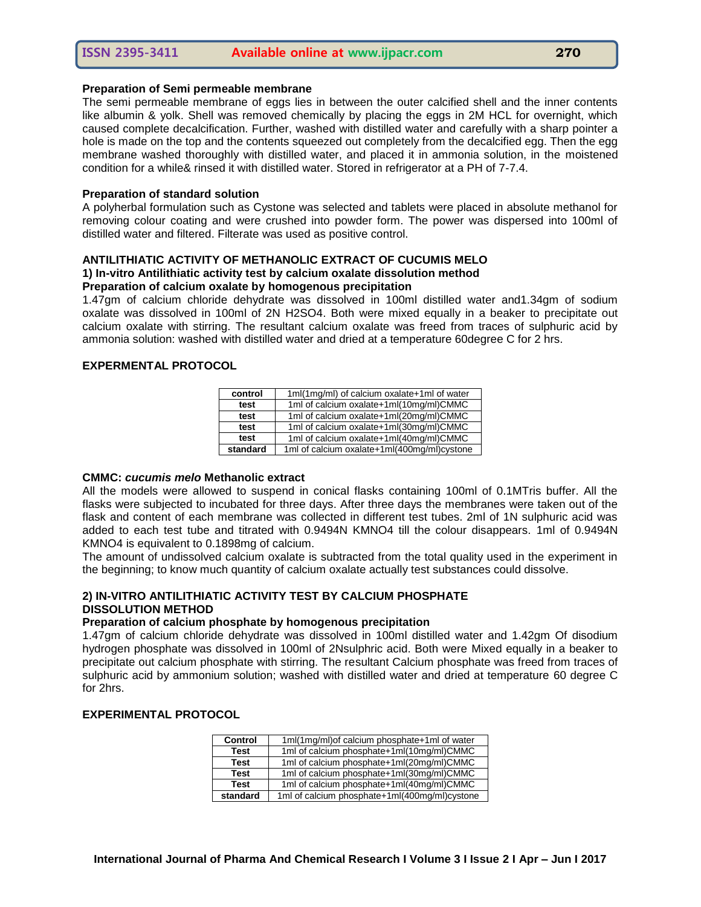**Preparation of Semi permeable membrane**

The semi permeable membrane of eggs lies in between the outer calcified shell and the inner contents like albumin & yolk. Shell was removed chemically by placing the eggs in 2M HCL for overnight, which caused complete decalcification. Further, washed with distilled water and carefully with a sharp pointer a hole is made on the top and the contents squeezed out completely from the decalcified egg. Then the egg membrane washed thoroughly with distilled water, and placed it in ammonia solution, in the moistened condition for a while& rinsed it with distilled water. Stored in refrigerator at a PH of 7-7.4.

**Preparation of standard solution**

A polyherbal formulation such as Cystone was selected and tablets were placed in absolute methanol for removing colour coating and were crushed into powder form. The power was dispersed into 100ml of distilled water and filtered. Filterate was used as positive control.

**ANTILITHIATIC ACTIVITY OF METHANOLIC EXTRACT OF CUCUMIS MELO**

**1) In-vitro Antilithiatic activity test by calcium oxalate dissolution method**

**Preparation of calcium oxalate by homogenous precipitation**

1.47gm of calcium chloride dehydrate was dissolved in 100ml distilled water and1.34gm of sodium oxalate was dissolved in 100ml of 2N $H_2SO_4$. Both were mixed equally in a beaker to precipitate out calcium oxalate with stirring. The resultant calcium oxalate was freed from traces of sulphuric acid by ammonia solution: washed with distilled water and dried at a temperature 60degree C for 2 hrs.

**EXPERMENTAL PROTOCOL**

| control | 1ml(1mg/ml) of calcium oxalate+1ml of water |
|---|---|
| test | 1ml of calcium oxalate+1ml(10mg/ml)CMMC |
| test | 1ml of calcium oxalate+1ml(20mg/ml)CMMC |
| test | 1ml of calcium oxalate+1ml(30mg/ml)CMMC |
| test | 1ml of calcium oxalate+1ml(40mg/ml)CMMC |
| standard | 1ml of calcium oxalate+1ml(400mg/ml)cystone |

**CMMC: *cucumis melo* Methanolic extract**

All the models were allowed to suspend in conical flasks containing 100ml of 0.1MTris buffer. All the flasks were subjected to incubated for three days. After three days the membranes were taken out of the flask and content of each membrane was collected in different test tubes. 2ml of 1N sulphuric acid was added to each test tube and titrated with 0.9494N $KMNO_4$ till the colour disappears. 1ml of 0.9494N $KMNO_4$ is equivalent to 0.1898mg of calcium.

The amount of undissolved calcium oxalate is subtracted from the total quality used in the experiment in the beginning; to know much quantity of calcium oxalate actually test substances could dissolve.

**2) IN-VITRO ANTILITHIATIC ACTIVITY TEST BY CALCIUM PHOSPHATE DISSOLUTION METHOD**

**Preparation of calcium phosphate by homogenous precipitation**

1.47gm of calcium chloride dehydrate was dissolved in 100ml distilled water and 1.42gm Of disodium hydrogen phosphate was dissolved in 100ml of 2Nsulphric acid. Both were Mixed equally in a beaker to precipitate out calcium phosphate with stirring. The resultant Calcium phosphate was freed from traces of sulphuric acid by ammonium solution; washed with distilled water and dried at temperature 60 degree C for 2hrs.

**EXPERIMENTAL PROTOCOL**

| Control | 1ml(1mg/ml)of calcium phosphate+1ml of water |
|---|---|
| Test | 1ml of calcium phosphate+1ml(10mg/ml)CMMC |
| Test | 1ml of calcium phosphate+1ml(20mg/ml)CMMC |
| Test | 1ml of calcium phosphate+1ml(30mg/ml)CMMC |
| Test | 1ml of calcium phosphate+1ml(40mg/ml)CMMC |
| standard | 1ml of calcium phosphate+1ml(400mg/ml)cystone |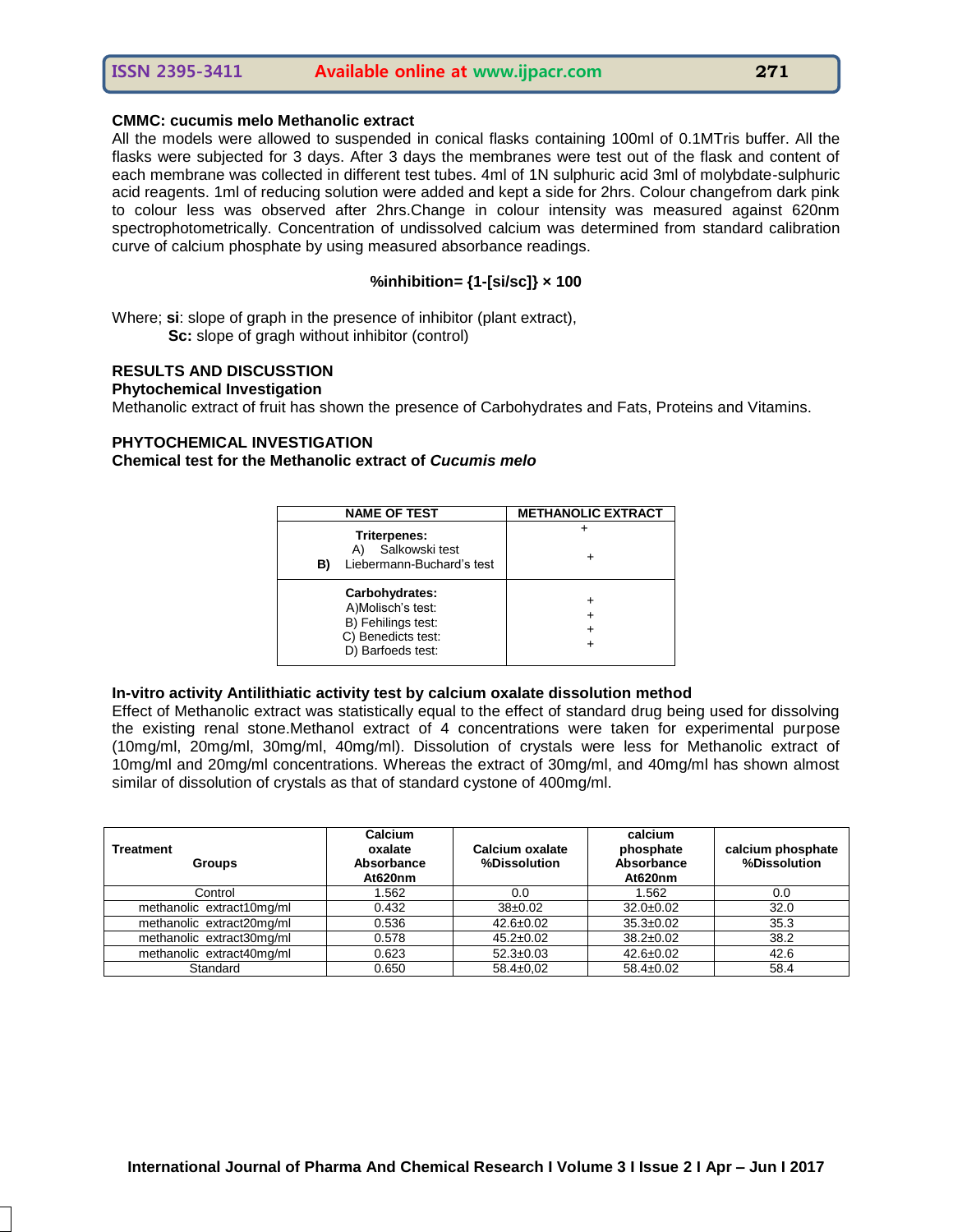**CMMC: cucumis melo Methanolic extract**

All the models were allowed to suspended in conical flasks containing 100ml of 0.1MTris buffer. All the flasks were subjected for 3 days. After 3 days the membranes were test out of the flask and content of each membrane was collected in different test tubes. 4ml of 1N sulphuric acid 3ml of molybdate-sulphuric acid reagents. 1ml of reducing solution were added and kept a side for 2hrs. Colour changefrom dark pink to colour less was observed after 2hrs.Change in colour intensity was measured against 620nm spectrophotometrically. Concentration of undissolved calcium was determined from standard calibration curve of calcium phosphate by using measured absorbance readings.

$$\%inhibition= \{1-[si/sc]\} \times 100$$

Where; **si**: slope of graph in the presence of inhibitor (plant extract),
**Sc:** slope of gragh without inhibitor (control)

## RESULTS AND DISCUSSTION

### Phytochemical Investigation

Methanolic extract of fruit has shown the presence of Carbohydrates and Fats, Proteins and Vitamins.

## PHYTOCHEMICAL INVESTIGATION

### Chemical test for the Methanolic extract of *Cucumis melo*

| NAME OF TEST | METHANOLIC EXTRACT |
|---|---|
| **Triterpenes:**<br>A) Salkowski test<br>**B)** Liebermann-Buchard's test | +<br>+ |
| **Carbohydrates:**<br>A)Molisch's test:<br>B) Fehilings test:<br>C) Benedicts test:<br>D) Barfoeds test: | +<br>+<br>+<br>+ |

### In-vitro activity Antilithiatic activity test by calcium oxalate dissolution method

Effect of Methanolic extract was statistically equal to the effect of standard drug being used for dissolving the existing renal stone.Methanol extract of 4 concentrations were taken for experimental purpose (10mg/ml, 20mg/ml, 30mg/ml, 40mg/ml). Dissolution of crystals were less for Methanolic extract of 10mg/ml and 20mg/ml concentrations. Whereas the extract of 30mg/ml, and 40mg/ml has shown almost similar of dissolution of crystals as that of standard cystone of 400mg/ml.

| Treatment Groups | Calcium oxalate Absorbance At620nm | Calcium oxalate %Dissolution | calcium phosphate Absorbance At620nm | calcium phosphate %Dissolution |
|---|---|---|---|---|
| Control | 1.562 | 0.0 | 1.562 | 0.0 |
| methanolic extract10mg/ml | 0.432 | 38±0.02 | 32.0±0.02 | 32.0 |
| methanolic extract20mg/ml | 0.536 | 42.6±0.02 | 35.3±0.02 | 35.3 |
| methanolic extract30mg/ml | 0.578 | 45.2±0.02 | 38.2±0.02 | 38.2 |
| methanolic extract40mg/ml | 0.623 | 52.3±0.03 | 42.6±0.02 | 42.6 |
| Standard | 0.650 | 58.4±0,02 | 58.4±0.02 | 58.4 |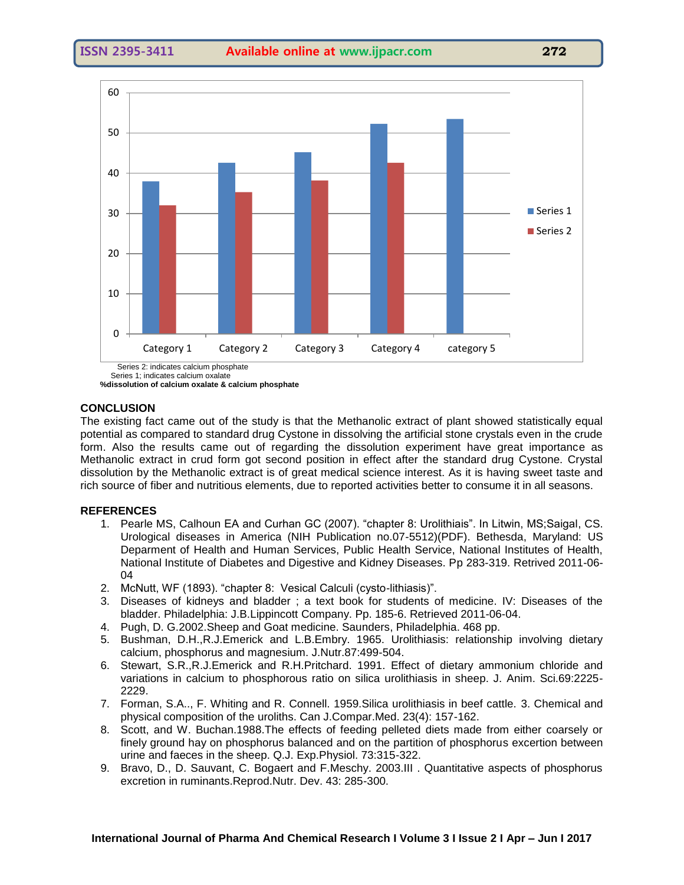Series 2: indicates calcium phosphate

Series 1; indicates calcium oxalate

**%dissolution of calcium oxalate & calcium phosphate**

## CONCLUSION

The existing fact came out of the study is that the Methanolic extract of plant showed statistically equal potential as compared to standard drug Cystone in dissolving the artificial stone crystals even in the crude form. Also the results came out of regarding the dissolution experiment have great importance as Methanolic extract in crud form got second position in effect after the standard drug Cystone. Crystal dissolution by the Methanolic extract is of great medical science interest. As it is having sweet taste and rich source of fiber and nutritious elements, due to reported activities better to consume it in all seasons.

## REFERENCES

1. Pearle MS, Calhoun EA and Curhan GC (2007). "chapter 8: Urolithiais". In Litwin, MS;Saigal, CS. Urological diseases in America (NIH Publication no.07-5512)(PDF). Bethesda, Maryland: US Deparment of Health and Human Services, Public Health Service, National Institutes of Health, National Institute of Diabetes and Digestive and Kidney Diseases. Pp 283-319. Retrived 2011-06-04
2. McNutt, WF (1893). "chapter 8: Vesical Calculi (cysto-lithiasis)".
3. Diseases of kidneys and bladder ; a text book for students of medicine. IV: Diseases of the bladder. Philadelphia: J.B.Lippincott Company. Pp. 185-6. Retrieved 2011-06-04.
4. Pugh, D. G.2002.Sheep and Goat medicine. Saunders, Philadelphia. 468 pp.
5. Bushman, D.H.,R.J.Emerick and L.B.Embry. 1965. Urolithiasis: relationship involving dietary calcium, phosphorus and magnesium. J.Nutr.87:499-504.
6. Stewart, S.R.,R.J.Emerick and R.H.Pritchard. 1991. Effect of dietary ammonium chloride and variations in calcium to phosphorous ratio on silica urolithiasis in sheep. J. Anim. Sci.69:2225-2229.
7. Forman, S.A.., F. Whiting and R. Connell. 1959.Silica urolithiasis in beef cattle. 3. Chemical and physical composition of the uroliths. Can J.Compar.Med. 23(4): 157-162.
8. Scott, and W. Buchan.1988.The effects of feeding pelleted diets made from either coarsely or finely ground hay on phosphorus balanced and on the partition of phosphorus excertion between urine and faeces in the sheep. Q.J. Exp.Physiol. 73:315-322.
9. Bravo, D., D. Sauvant, C. Bogaert and F.Meschy. 2003.III . Quantitative aspects of phosphorus excretion in ruminants.Reprod.Nutr. Dev. 43: 285-300.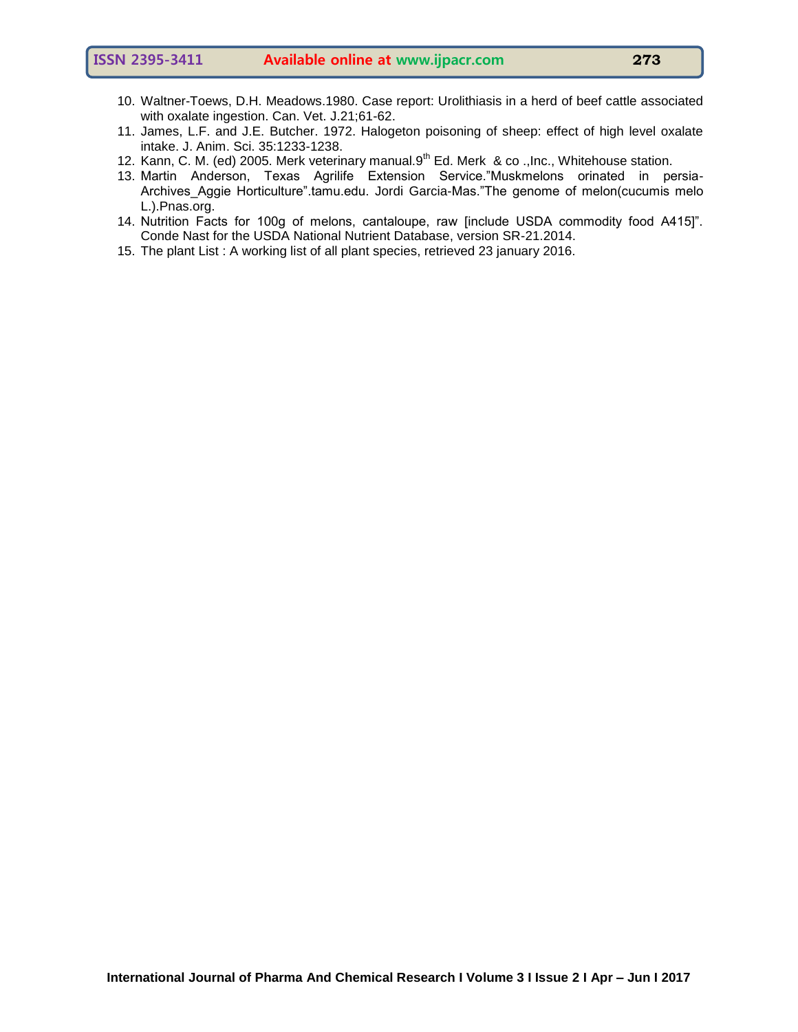10. Waltner-Toews, D.H. Meadows.1980. Case report: Urolithiasis in a herd of beef cattle associated with oxalate ingestion. Can. Vet. J.21;61-62.
11. James, L.F. and J.E. Butcher. 1972. Halogeton poisoning of sheep: effect of high level oxalate intake. J. Anim. Sci. 35:1233-1238.
12. Kann, C. M. (ed) 2005. Merk veterinary manual.9th Ed. Merk & co .,Inc., Whitehouse station.
13. Martin Anderson, Texas Agrilife Extension Service."Muskmelons orinated in persia-Archives_Aggie Horticulture".tamu.edu. Jordi Garcia-Mas."The genome of melon(cucumis melo L.).Pnas.org.
14. Nutrition Facts for 100g of melons, cantaloupe, raw [include USDA commodity food A415]". Conde Nast for the USDA National Nutrient Database, version SR-21.2014.
15. The plant List : A working list of all plant species, retrieved 23 january 2016.